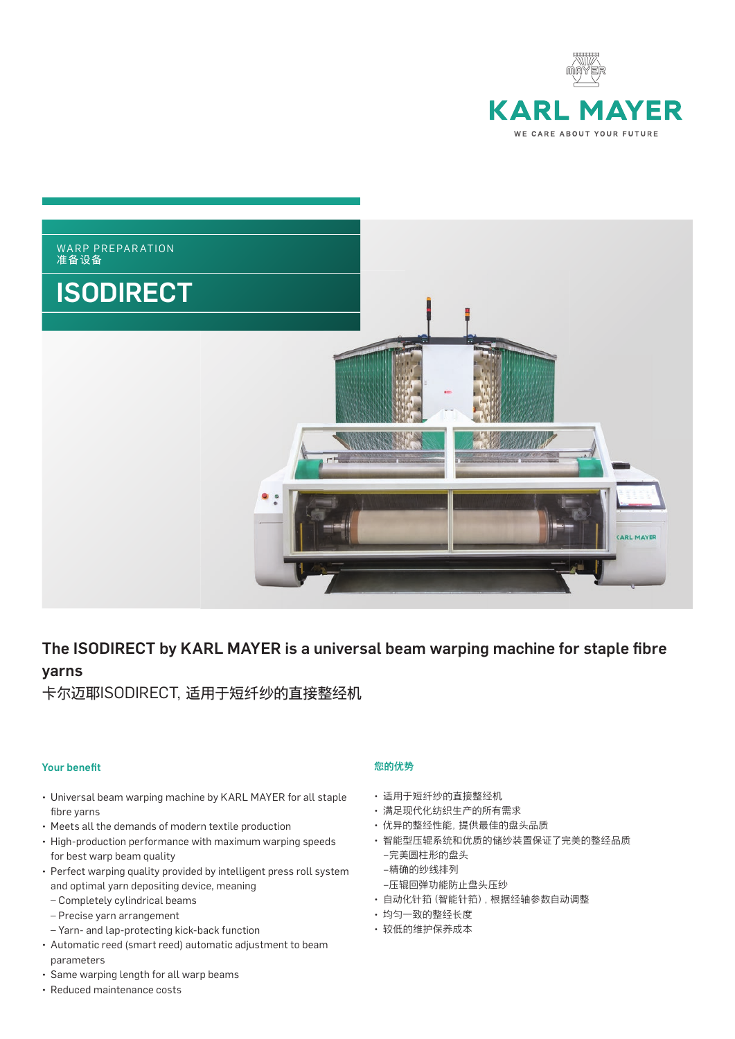KARL MAYER

WE CARE ABOUT YOUR FUTURE

WARP PREPARATION
准备设备

# ISODIRECT

## The ISODIRECT by KARL MAYER is a universal beam warping machine for staple fibre yarns

卡尔迈耶ISODIRECT, 适用于短纤纱的直接整经机

### Your benefit

- Universal beam warping machine by KARL MAYER for all staple fibre yarns
- Meets all the demands of modern textile production
- High-production performance with maximum warping speeds for best warp beam quality
- Perfect warping quality provided by intelligent press roll system and optimal yarn depositing device, meaning
  - – Completely cylindrical beams
  - – Precise yarn arrangement
  - – Yarn- and lap-protecting kick-back function
- Automatic reed (smart reed) automatic adjustment to beam parameters
- Same warping length for all warp beams
- Reduced maintenance costs

### 您的优势

- 适用于短纤纱的直接整经机
- 满足现代化纺织生产的所有需求
- 优异的整经性能, 提供最佳的盘头品质
- 智能型压辊系统和优质的储纱装置保证了完美的整经品质
  - –完美圆柱形的盘头
  - –精确的纱线排列
  - –压辊回弹功能防止盘头压纱
- 自动化针筘 (智能针筘) , 根据经轴参数自动调整
- 均匀一致的整经长度
- 较低的维护保养成本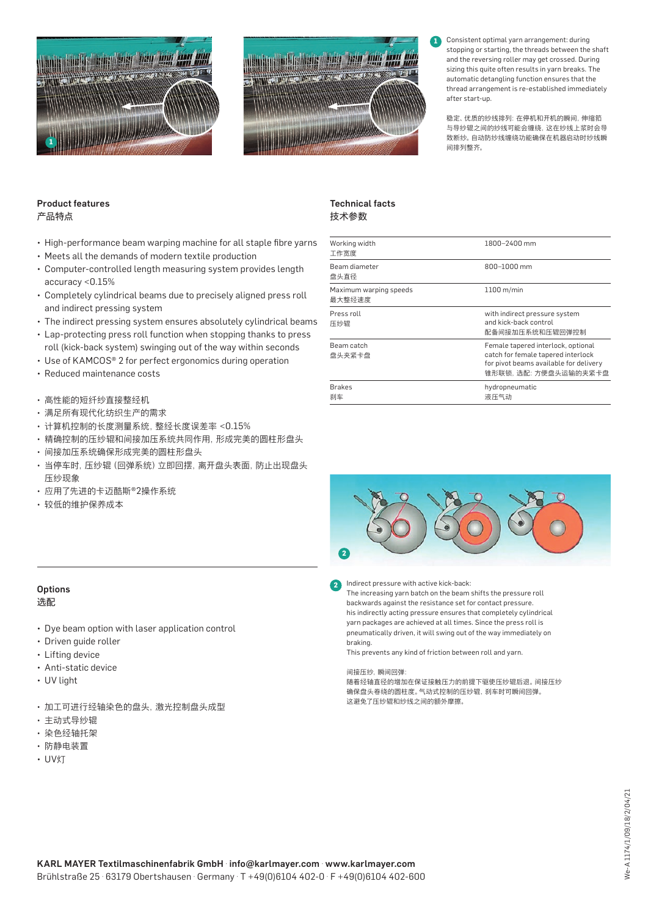1 Consistent optimal yarn arrangement: during stopping or starting, the threads between the shaft and the reversing roller may get crossed. During sizing this quite often results in yarn breaks. The automatic detangling function ensures that the thread arrangement is re-established immediately after start-up.

稳定、优质的纱线排列：在停机和开机的瞬间，伸缩筘与导纱辊之间的纱线可能会缠绕，这在纱线上浆时会导致断纱。自动防纱线缠绕功能确保在机器启动时纱线瞬间排列整齐。

## Product features
## 产品特点

- High-performance beam warping machine for all staple fibre yarns
- Meets all the demands of modern textile production
- Computer-controlled length measuring system provides length accuracy <0.15%
- Completely cylindrical beams due to precisely aligned press roll and indirect pressing system
- The indirect pressing system ensures absolutely cylindrical beams
- Lap-protecting press roll function when stopping thanks to press roll (kick-back system) swinging out of the way within seconds
- Use of KAMCOS® 2 for perfect ergonomics during operation
- Reduced maintenance costs

- 高性能的短纤纱直接整经机
- 满足所有现代化纺织生产的需求
- 计算机控制的长度测量系统，整经长度误差率 <0.15%
- 精确控制的压纱辊和间接加压系统共同作用，形成完美的圆柱形盘头
- 间接加压系统确保形成完美的圆柱形盘头
- 当停车时，压纱辊（回弹系统）立即回摆，离开盘头表面，防止出现盘头压纱现象
- 应用了先进的卡迈酷斯®2操作系统
- 较低的维护保养成本

## Technical facts
## 技术参数

| | |
|---|---|
| Working width<br>工作宽度 | 1800–2400 mm |
| Beam diameter<br>盘头直径 | 800–1000 mm |
| Maximum warping speeds<br>最大整经速度 | 1100 m/min |
| Press roll<br>压纱辊 | with indirect pressure system and kick-back control<br>配备间接加压系统和压辊回弹控制 |
| Beam catch<br>盘头夹紧卡盘 | Female tapered interlock, optional catch for female tapered interlock for pivot beams available for delivery<br>锥形联锁，选配：方便盘头运输的夹紧卡盘 |
| Brakes<br>刹车 | hydropneumatic<br>液压气动 |

2 Indirect pressure with active kick-back:
The increasing yarn batch on the beam shifts the pressure roll backwards against the resistance set for contact pressure.
his indirectly acting pressure ensures that completely cylindrical yarn packages are achieved at all times. Since the press roll is pneumatically driven, it will swing out of the way immediately on braking.
This prevents any kind of friction between roll and yarn.

间接压纱，瞬间回弹：
随着经轴直径的增加在保证接触压力的前提下驱使压纱辊后退。间接压纱确保盘头卷绕的圆柱度。气动式控制的压纱辊，刹车时可瞬间回弹。
这避免了压纱辊和纱线之间的额外摩擦。

## Options
## 选配

- Dye beam option with laser application control
- Driven guide roller
- Lifting device
- Anti-static device
- UV light

- 加工可进行经轴染色的盘头，激光控制盘头成型
- 主动式导纱辊
- 染色经轴托架
- 防静电装置
- UV灯

**KARL MAYER Textilmaschinenfabrik GmbH · info@karlmayer.com · www.karlmayer.com**
Brühlstraße 25 · 63179 Obertshausen · Germany · T +49(0)6104 402-0 · F +49(0)6104 402-600

We-A 1174/1/09/18/2/04/21